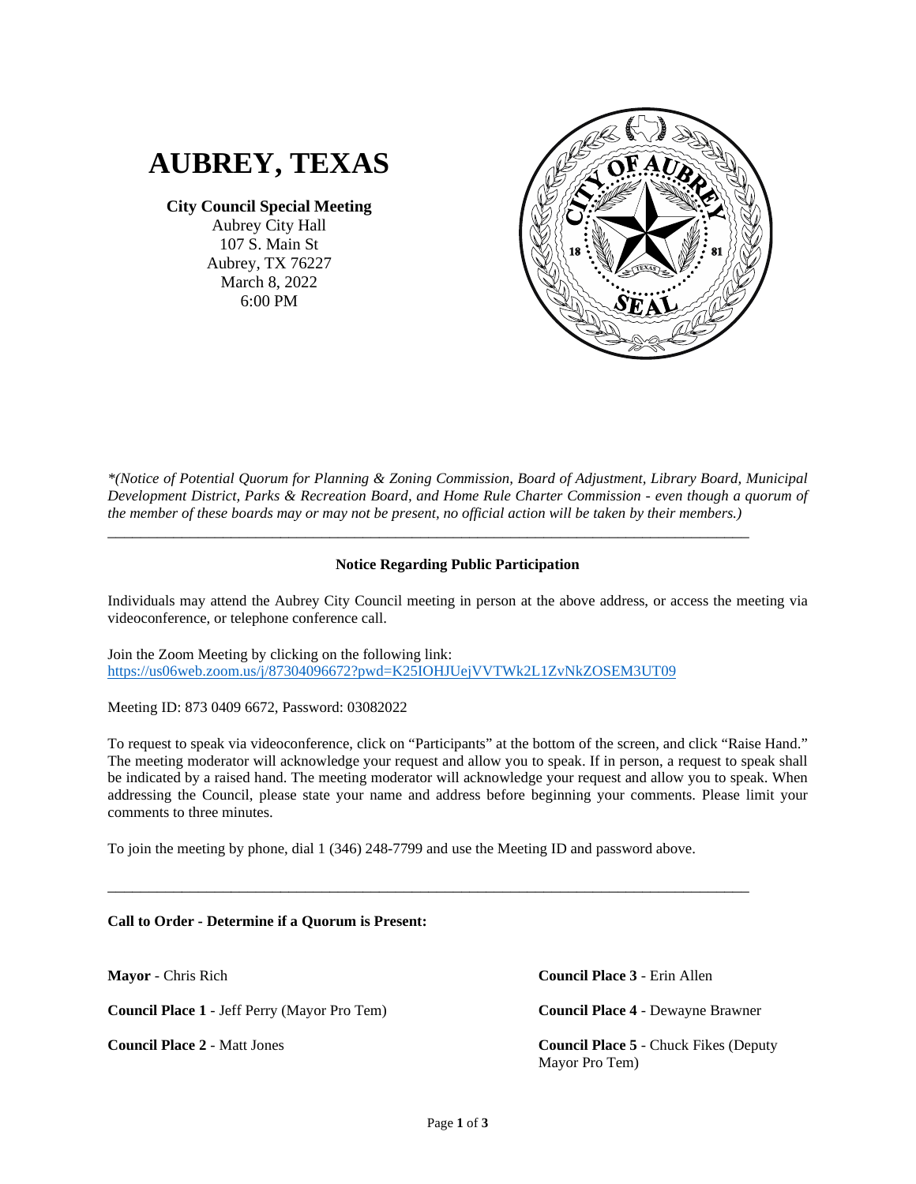# AUBREY, TEXAS

**City Council Special Meeting**
Aubrey City Hall
107 S. Main St
Aubrey, TX 76227
March 8, 2022
6:00 PM

*\*(Notice of Potential Quorum for Planning & Zoning Commission, Board of Adjustment, Library Board, Municipal Development District, Parks & Recreation Board, and Home Rule Charter Commission - even though a quorum of the member of these boards may or may not be present, no official action will be taken by their members.)*

---

**Notice Regarding Public Participation**

Individuals may attend the Aubrey City Council meeting in person at the above address, or access the meeting via videoconference, or telephone conference call.

Join the Zoom Meeting by clicking on the following link:
https://us06web.zoom.us/j/87304096672?pwd=K25IOHJUejVVTWk2L1ZvNkZOSEM3UT09

Meeting ID: 873 0409 6672, Password: 03082022

To request to speak via videoconference, click on "Participants" at the bottom of the screen, and click "Raise Hand." The meeting moderator will acknowledge your request and allow you to speak. If in person, a request to speak shall be indicated by a raised hand. The meeting moderator will acknowledge your request and allow you to speak. When addressing the Council, please state your name and address before beginning your comments. Please limit your comments to three minutes.

To join the meeting by phone, dial 1 (346) 248-7799 and use the Meeting ID and password above.

---

**Call to Order - Determine if a Quorum is Present:**

**Mayor** - Chris Rich

**Council Place 1** - Jeff Perry (Mayor Pro Tem)

**Council Place 2** - Matt Jones

**Council Place 3** - Erin Allen

**Council Place 4** - Dewayne Brawner

**Council Place 5** - Chuck Fikes (Deputy Mayor Pro Tem)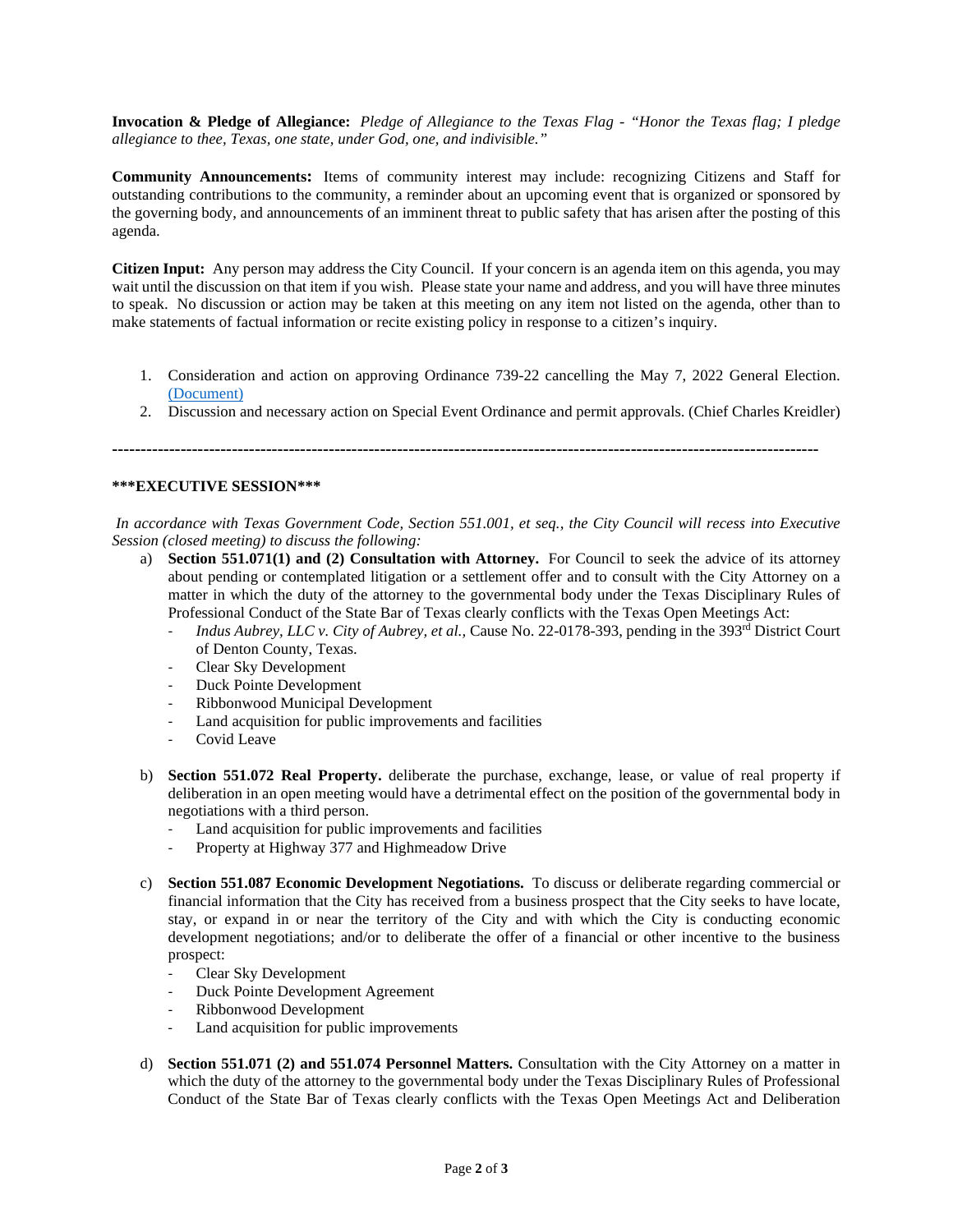**Invocation & Pledge of Allegiance:** *Pledge of Allegiance to the Texas Flag - "Honor the Texas flag; I pledge allegiance to thee, Texas, one state, under God, one, and indivisible."*

**Community Announcements:** Items of community interest may include: recognizing Citizens and Staff for outstanding contributions to the community, a reminder about an upcoming event that is organized or sponsored by the governing body, and announcements of an imminent threat to public safety that has arisen after the posting of this agenda.

**Citizen Input:** Any person may address the City Council. If your concern is an agenda item on this agenda, you may wait until the discussion on that item if you wish. Please state your name and address, and you will have three minutes to speak. No discussion or action may be taken at this meeting on any item not listed on the agenda, other than to make statements of factual information or recite existing policy in response to a citizen's inquiry.

1. Consideration and action on approving Ordinance 739-22 cancelling the May 7, 2022 General Election. (Document)
2. Discussion and necessary action on Special Event Ordinance and permit approvals. (Chief Charles Kreidler)

---

**\*\*\*EXECUTIVE SESSION\*\*\***

*In accordance with Texas Government Code, Section 551.001, et seq., the City Council will recess into Executive Session (closed meeting) to discuss the following:*

a) **Section 551.071(1) and (2) Consultation with Attorney.** For Council to seek the advice of its attorney about pending or contemplated litigation or a settlement offer and to consult with the City Attorney on a matter in which the duty of the attorney to the governmental body under the Texas Disciplinary Rules of Professional Conduct of the State Bar of Texas clearly conflicts with the Texas Open Meetings Act:
   - *Indus Aubrey, LLC v. City of Aubrey, et al.,* Cause No. 22-0178-393, pending in the 393rd District Court of Denton County, Texas.
   - Clear Sky Development
   - Duck Pointe Development
   - Ribbonwood Municipal Development
   - Land acquisition for public improvements and facilities
   - Covid Leave

b) **Section 551.072 Real Property.** deliberate the purchase, exchange, lease, or value of real property if deliberation in an open meeting would have a detrimental effect on the position of the governmental body in negotiations with a third person.
   - Land acquisition for public improvements and facilities
   - Property at Highway 377 and Highmeadow Drive

c) **Section 551.087 Economic Development Negotiations.** To discuss or deliberate regarding commercial or financial information that the City has received from a business prospect that the City seeks to have locate, stay, or expand in or near the territory of the City and with which the City is conducting economic development negotiations; and/or to deliberate the offer of a financial or other incentive to the business prospect:
   - Clear Sky Development
   - Duck Pointe Development Agreement
   - Ribbonwood Development
   - Land acquisition for public improvements

d) **Section 551.071 (2) and 551.074 Personnel Matters.** Consultation with the City Attorney on a matter in which the duty of the attorney to the governmental body under the Texas Disciplinary Rules of Professional Conduct of the State Bar of Texas clearly conflicts with the Texas Open Meetings Act and Deliberation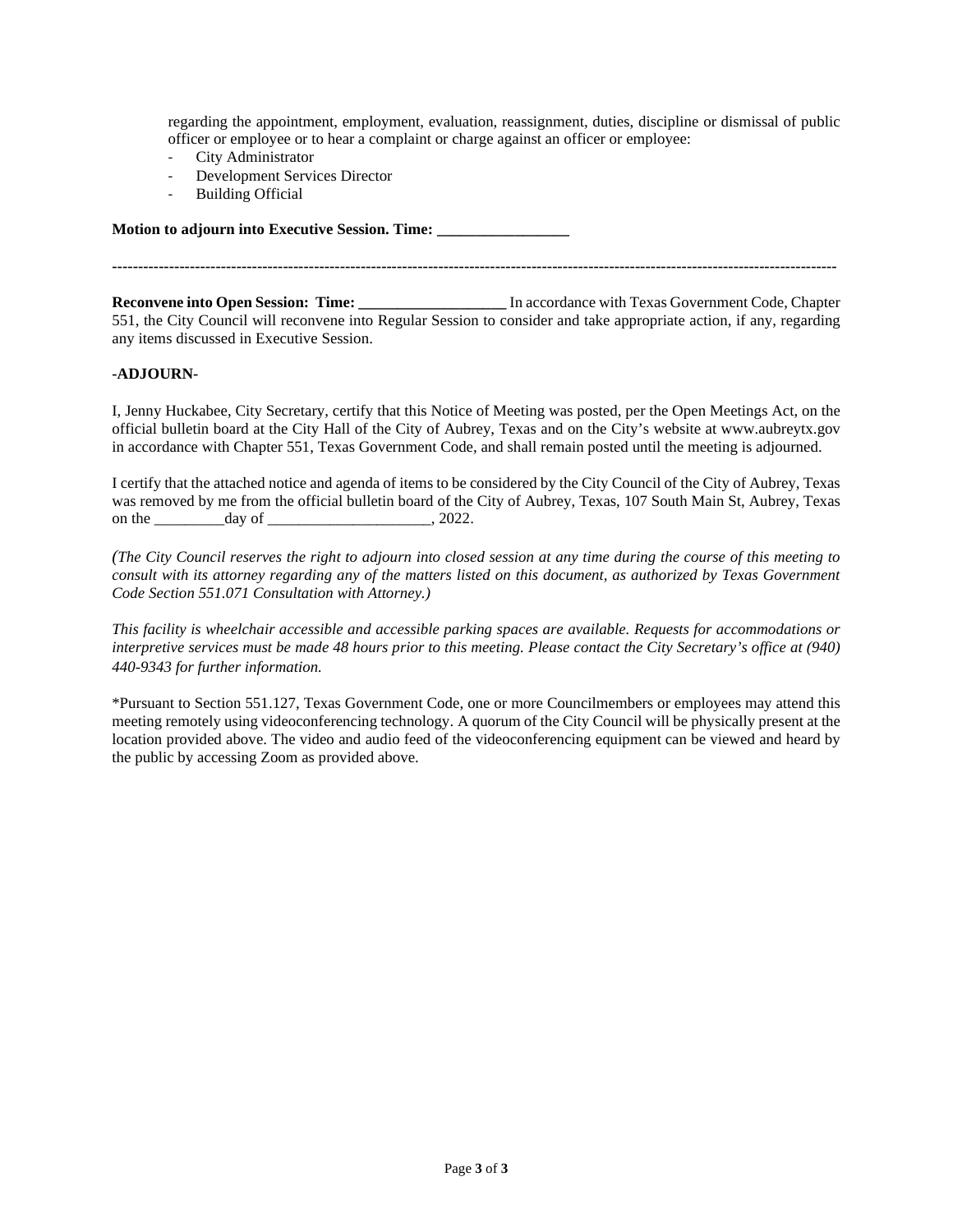regarding the appointment, employment, evaluation, reassignment, duties, discipline or dismissal of public officer or employee or to hear a complaint or charge against an officer or employee:

- City Administrator
- Development Services Director
- Building Official

**Motion to adjourn into Executive Session. Time: _________________**

---

**Reconvene into Open Session: Time: ___________________** In accordance with Texas Government Code, Chapter 551, the City Council will reconvene into Regular Session to consider and take appropriate action, if any, regarding any items discussed in Executive Session.

**-ADJOURN-**

I, Jenny Huckabee, City Secretary, certify that this Notice of Meeting was posted, per the Open Meetings Act, on the official bulletin board at the City Hall of the City of Aubrey, Texas and on the City's website at www.aubreytx.gov in accordance with Chapter 551, Texas Government Code, and shall remain posted until the meeting is adjourned.

I certify that the attached notice and agenda of items to be considered by the City Council of the City of Aubrey, Texas was removed by me from the official bulletin board of the City of Aubrey, Texas, 107 South Main St, Aubrey, Texas on the _________day of _____________________, 2022.

*(The City Council reserves the right to adjourn into closed session at any time during the course of this meeting to consult with its attorney regarding any of the matters listed on this document, as authorized by Texas Government Code Section 551.071 Consultation with Attorney.)*

*This facility is wheelchair accessible and accessible parking spaces are available. Requests for accommodations or interpretive services must be made 48 hours prior to this meeting. Please contact the City Secretary's office at (940) 440-9343 for further information.*

*Pursuant to Section 551.127, Texas Government Code, one or more Councilmembers or employees may attend this meeting remotely using videoconferencing technology. A quorum of the City Council will be physically present at the location provided above. The video and audio feed of the videoconferencing equipment can be viewed and heard by the public by accessing Zoom as provided above.